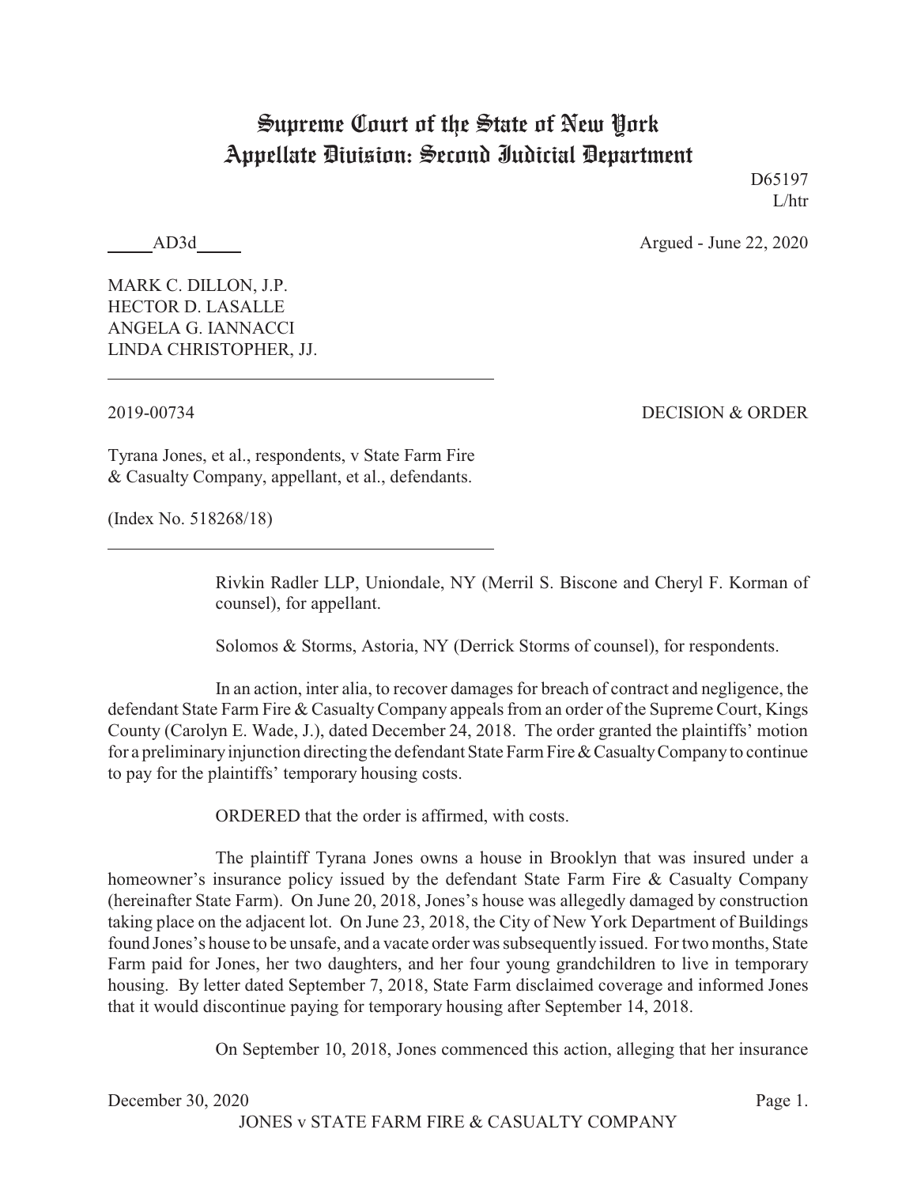# Supreme Court of the State of New York
## Appellate Division: Second Judicial Department

D65197
L/htr

_____AD3d_____ Argued - June 22, 2020

MARK C. DILLON, J.P.
HECTOR D. LASALLE
ANGELA G. IANNACCI
LINDA CHRISTOPHER, JJ.

---

2019-00734 DECISION & ORDER

Tyrana Jones, et al., respondents, v State Farm Fire & Casualty Company, appellant, et al., defendants.

(Index No. 518268/18)

---

Rivkin Radler LLP, Uniondale, NY (Merril S. Biscone and Cheryl F. Korman of counsel), for appellant.

Solomos & Storms, Astoria, NY (Derrick Storms of counsel), for respondents.

In an action, inter alia, to recover damages for breach of contract and negligence, the defendant State Farm Fire & Casualty Company appeals from an order of the Supreme Court, Kings County (Carolyn E. Wade, J.), dated December 24, 2018. The order granted the plaintiffs' motion for a preliminary injunction directing the defendant State Farm Fire & Casualty Company to continue to pay for the plaintiffs' temporary housing costs.

ORDERED that the order is affirmed, with costs.

The plaintiff Tyrana Jones owns a house in Brooklyn that was insured under a homeowner's insurance policy issued by the defendant State Farm Fire & Casualty Company (hereinafter State Farm). On June 20, 2018, Jones's house was allegedly damaged by construction taking place on the adjacent lot. On June 23, 2018, the City of New York Department of Buildings found Jones's house to be unsafe, and a vacate order was subsequently issued. For two months, State Farm paid for Jones, her two daughters, and her four young grandchildren to live in temporary housing. By letter dated September 7, 2018, State Farm disclaimed coverage and informed Jones that it would discontinue paying for temporary housing after September 14, 2018.

On September 10, 2018, Jones commenced this action, alleging that her insurance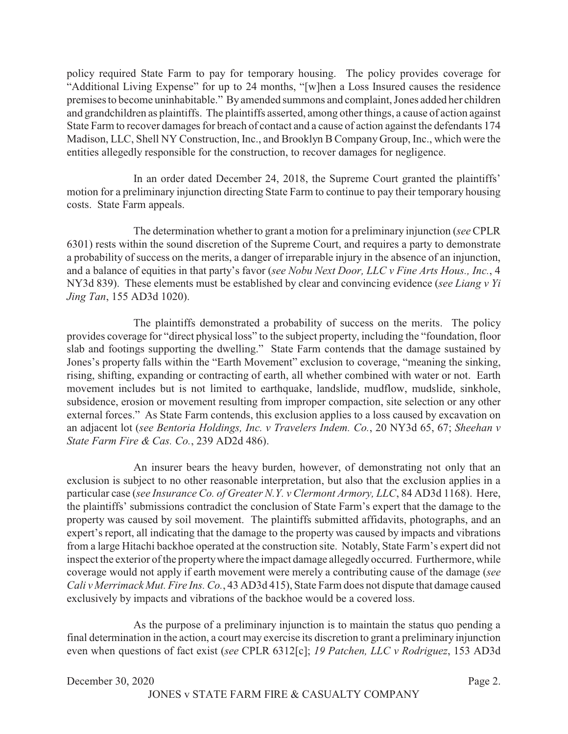policy required State Farm to pay for temporary housing. The policy provides coverage for "Additional Living Expense" for up to 24 months, "[w]hen a Loss Insured causes the residence premises to become uninhabitable." By amended summons and complaint, Jones added her children and grandchildren as plaintiffs. The plaintiffs asserted, among other things, a cause of action against State Farm to recover damages for breach of contact and a cause of action against the defendants 174 Madison, LLC, Shell NY Construction, Inc., and Brooklyn B Company Group, Inc., which were the entities allegedly responsible for the construction, to recover damages for negligence.

In an order dated December 24, 2018, the Supreme Court granted the plaintiffs' motion for a preliminary injunction directing State Farm to continue to pay their temporary housing costs. State Farm appeals.

The determination whether to grant a motion for a preliminary injunction (*see* CPLR 6301) rests within the sound discretion of the Supreme Court, and requires a party to demonstrate a probability of success on the merits, a danger of irreparable injury in the absence of an injunction, and a balance of equities in that party's favor (*see Nobu Next Door, LLC v Fine Arts Hous., Inc.*, 4 NY3d 839). These elements must be established by clear and convincing evidence (*see Liang v Yi Jing Tan*, 155 AD3d 1020).

The plaintiffs demonstrated a probability of success on the merits. The policy provides coverage for "direct physical loss" to the subject property, including the "foundation, floor slab and footings supporting the dwelling." State Farm contends that the damage sustained by Jones's property falls within the "Earth Movement" exclusion to coverage, "meaning the sinking, rising, shifting, expanding or contracting of earth, all whether combined with water or not. Earth movement includes but is not limited to earthquake, landslide, mudflow, mudslide, sinkhole, subsidence, erosion or movement resulting from improper compaction, site selection or any other external forces." As State Farm contends, this exclusion applies to a loss caused by excavation on an adjacent lot (*see Bentoria Holdings, Inc. v Travelers Indem. Co.*, 20 NY3d 65, 67; *Sheehan v State Farm Fire & Cas. Co.*, 239 AD2d 486).

An insurer bears the heavy burden, however, of demonstrating not only that an exclusion is subject to no other reasonable interpretation, but also that the exclusion applies in a particular case (*see Insurance Co. of Greater N.Y. v Clermont Armory, LLC*, 84 AD3d 1168). Here, the plaintiffs' submissions contradict the conclusion of State Farm's expert that the damage to the property was caused by soil movement. The plaintiffs submitted affidavits, photographs, and an expert's report, all indicating that the damage to the property was caused by impacts and vibrations from a large Hitachi backhoe operated at the construction site. Notably, State Farm's expert did not inspect the exterior of the property where the impact damage allegedly occurred. Furthermore, while coverage would not apply if earth movement were merely a contributing cause of the damage (*see Cali v Merrimack Mut. Fire Ins. Co.*, 43 AD3d 415), State Farm does not dispute that damage caused exclusively by impacts and vibrations of the backhoe would be a covered loss.

As the purpose of a preliminary injunction is to maintain the status quo pending a final determination in the action, a court may exercise its discretion to grant a preliminary injunction even when questions of fact exist (*see* CPLR 6312[c]; *19 Patchen, LLC v Rodriguez*, 153 AD3d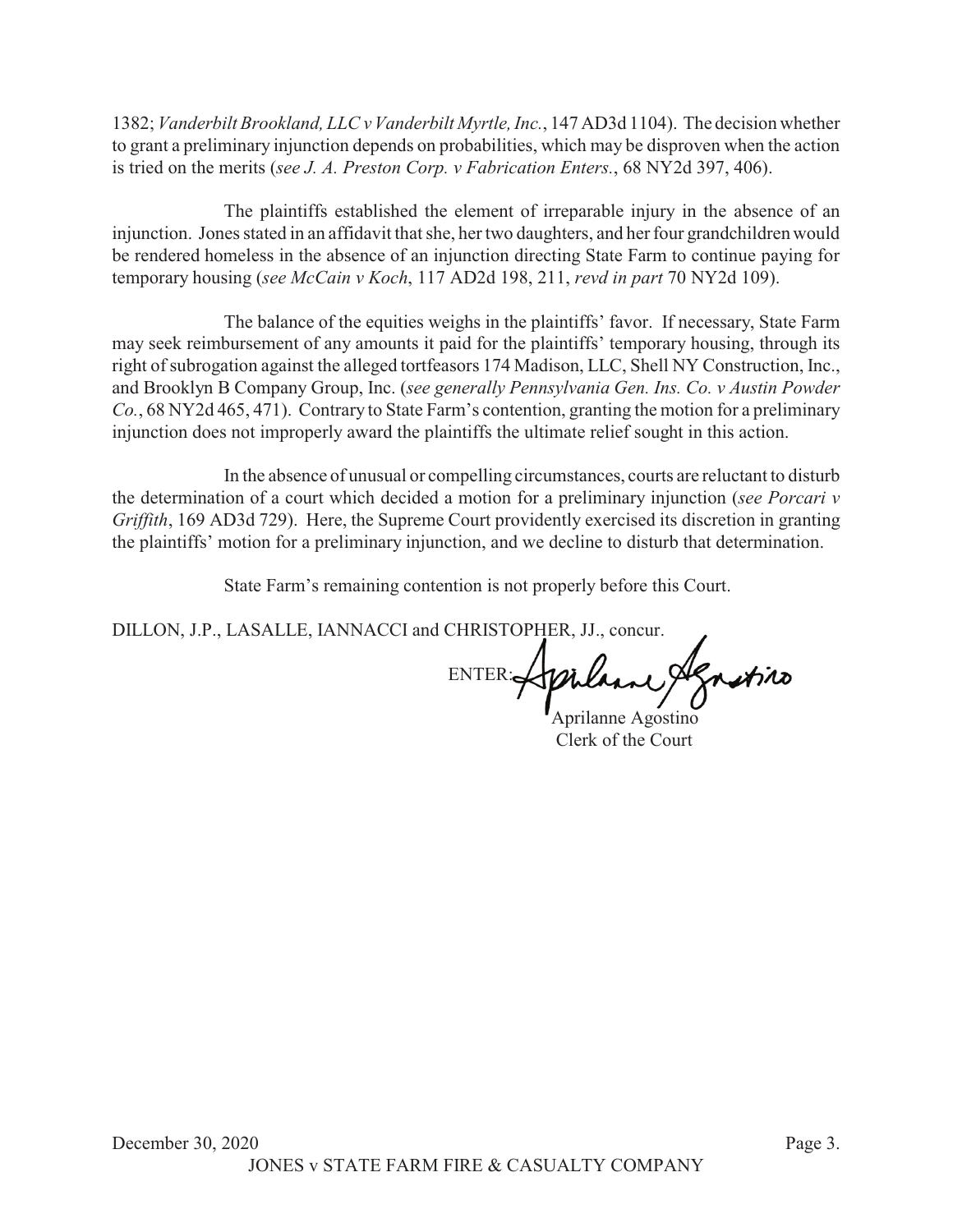1382; *Vanderbilt Brookland, LLC v Vanderbilt Myrtle, Inc.*, 147 AD3d 1104). The decision whether to grant a preliminary injunction depends on probabilities, which may be disproven when the action is tried on the merits (*see J. A. Preston Corp. v Fabrication Enters.*, 68 NY2d 397, 406).

The plaintiffs established the element of irreparable injury in the absence of an injunction. Jones stated in an affidavit that she, her two daughters, and her four grandchildren would be rendered homeless in the absence of an injunction directing State Farm to continue paying for temporary housing (*see McCain v Koch*, 117 AD2d 198, 211, *revd in part* 70 NY2d 109).

The balance of the equities weighs in the plaintiffs' favor. If necessary, State Farm may seek reimbursement of any amounts it paid for the plaintiffs' temporary housing, through its right of subrogation against the alleged tortfeasors 174 Madison, LLC, Shell NY Construction, Inc., and Brooklyn B Company Group, Inc. (*see generally Pennsylvania Gen. Ins. Co. v Austin Powder Co.*, 68 NY2d 465, 471). Contrary to State Farm's contention, granting the motion for a preliminary injunction does not improperly award the plaintiffs the ultimate relief sought in this action.

In the absence of unusual or compelling circumstances, courts are reluctant to disturb the determination of a court which decided a motion for a preliminary injunction (*see Porcari v Griffith*, 169 AD3d 729). Here, the Supreme Court providently exercised its discretion in granting the plaintiffs' motion for a preliminary injunction, and we decline to disturb that determination.

State Farm's remaining contention is not properly before this Court.

DILLON, J.P., LASALLE, IANNACCI and CHRISTOPHER, JJ., concur.

ENTER:

Aprilanne Agostino
Clerk of the Court

December 30, 2020

JONES v STATE FARM FIRE & CASUALTY COMPANY